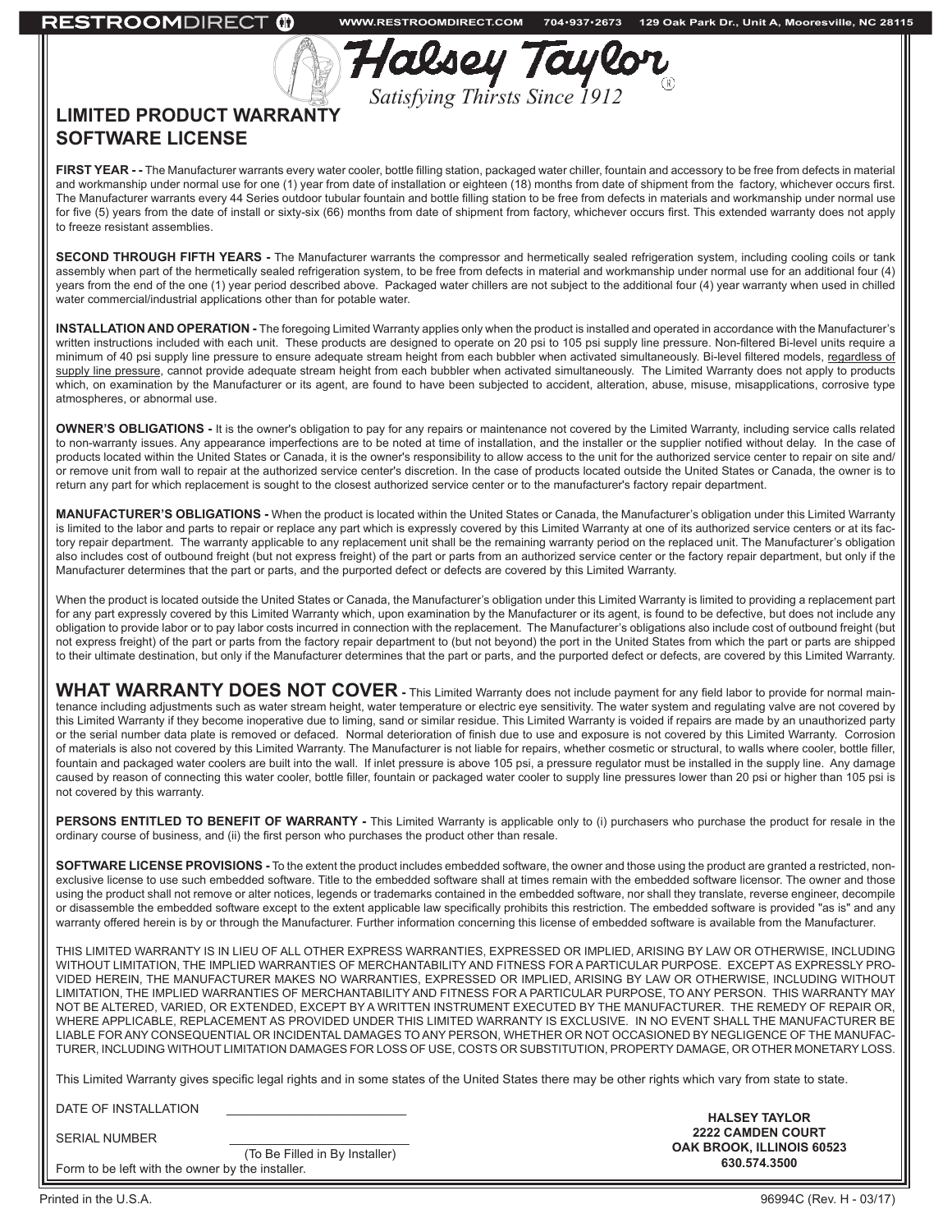Halsey Taylor

*Satisfying Thirsts Since 1912*

# LIMITED PRODUCT WARRANTY
# SOFTWARE LICENSE

**FIRST YEAR - -** The Manufacturer warrants every water cooler, bottle filling station, packaged water chiller, fountain and accessory to be free from defects in material and workmanship under normal use for one (1) year from date of installation or eighteen (18) months from date of shipment from the factory, whichever occurs first. The Manufacturer warrants every 44 Series outdoor tubular fountain and bottle filling station to be free from defects in materials and workmanship under normal use for five (5) years from the date of install or sixty-six (66) months from date of shipment from factory, whichever occurs first. This extended warranty does not apply to freeze resistant assemblies.

**SECOND THROUGH FIFTH YEARS -** The Manufacturer warrants the compressor and hermetically sealed refrigeration system, including cooling coils or tank assembly when part of the hermetically sealed refrigeration system, to be free from defects in material and workmanship under normal use for an additional four (4) years from the end of the one (1) year period described above. Packaged water chillers are not subject to the additional four (4) year warranty when used in chilled water commercial/industrial applications other than for potable water.

**INSTALLATION AND OPERATION -** The foregoing Limited Warranty applies only when the product is installed and operated in accordance with the Manufacturer's written instructions included with each unit. These products are designed to operate on 20 psi to 105 psi supply line pressure. Non-filtered Bi-level units require a minimum of 40 psi supply line pressure to ensure adequate stream height from each bubbler when activated simultaneously. Bi-level filtered models, regardless of supply line pressure, cannot provide adequate stream height from each bubbler when activated simultaneously. The Limited Warranty does not apply to products which, on examination by the Manufacturer or its agent, are found to have been subjected to accident, alteration, abuse, misuse, misapplications, corrosive type atmospheres, or abnormal use.

**OWNER'S OBLIGATIONS -** It is the owner's obligation to pay for any repairs or maintenance not covered by the Limited Warranty, including service calls related to non-warranty issues. Any appearance imperfections are to be noted at time of installation, and the installer or the supplier notified without delay. In the case of products located within the United States or Canada, it is the owner's responsibility to allow access to the unit for the authorized service center to repair on site and/or remove unit from wall to repair at the authorized service center's discretion. In the case of products located outside the United States or Canada, the owner is to return any part for which replacement is sought to the closest authorized service center or to the manufacturer's factory repair department.

**MANUFACTURER'S OBLIGATIONS -** When the product is located within the United States or Canada, the Manufacturer's obligation under this Limited Warranty is limited to the labor and parts to repair or replace any part which is expressly covered by this Limited Warranty at one of its authorized service centers or at its factory repair department. The warranty applicable to any replacement unit shall be the remaining warranty period on the replaced unit. The Manufacturer's obligation also includes cost of outbound freight (but not express freight) of the part or parts from an authorized service center or the factory repair department, but only if the Manufacturer determines that the part or parts, and the purported defect or defects are covered by this Limited Warranty.

When the product is located outside the United States or Canada, the Manufacturer's obligation under this Limited Warranty is limited to providing a replacement part for any part expressly covered by this Limited Warranty which, upon examination by the Manufacturer or its agent, is found to be defective, but does not include any obligation to provide labor or to pay labor costs incurred in connection with the replacement. The Manufacturer's obligations also include cost of outbound freight (but not express freight) of the part or parts from the factory repair department to (but not beyond) the port in the United States from which the part or parts are shipped to their ultimate destination, but only if the Manufacturer determines that the part or parts, and the purported defect or defects, are covered by this Limited Warranty.

**WHAT WARRANTY DOES NOT COVER -** This Limited Warranty does not include payment for any field labor to provide for normal maintenance including adjustments such as water stream height, water temperature or electric eye sensitivity. The water system and regulating valve are not covered by this Limited Warranty if they become inoperative due to liming, sand or similar residue. This Limited Warranty is voided if repairs are made by an unauthorized party or the serial number data plate is removed or defaced. Normal deterioration of finish due to use and exposure is not covered by this Limited Warranty. Corrosion of materials is also not covered by this Limited Warranty. The Manufacturer is not liable for repairs, whether cosmetic or structural, to walls where cooler, bottle filler, fountain and packaged water coolers are built into the wall. If inlet pressure is above 105 psi, a pressure regulator must be installed in the supply line. Any damage caused by reason of connecting this water cooler, bottle filler, fountain or packaged water cooler to supply line pressures lower than 20 psi or higher than 105 psi is not covered by this warranty.

**PERSONS ENTITLED TO BENEFIT OF WARRANTY -** This Limited Warranty is applicable only to (i) purchasers who purchase the product for resale in the ordinary course of business, and (ii) the first person who purchases the product other than resale.

**SOFTWARE LICENSE PROVISIONS -** To the extent the product includes embedded software, the owner and those using the product are granted a restricted, non-exclusive license to use such embedded software. Title to the embedded software shall at times remain with the embedded software licensor. The owner and those using the product shall not remove or alter notices, legends or trademarks contained in the embedded software, nor shall they translate, reverse engineer, decompile or disassemble the embedded software except to the extent applicable law specifically prohibits this restriction. The embedded software is provided "as is" and any warranty offered herein is by or through the Manufacturer. Further information concerning this license of embedded software is available from the Manufacturer.

THIS LIMITED WARRANTY IS IN LIEU OF ALL OTHER EXPRESS WARRANTIES, EXPRESSED OR IMPLIED, ARISING BY LAW OR OTHERWISE, INCLUDING WITHOUT LIMITATION, THE IMPLIED WARRANTIES OF MERCHANTABILITY AND FITNESS FOR A PARTICULAR PURPOSE. EXCEPT AS EXPRESSLY PROVIDED HEREIN, THE MANUFACTURER MAKES NO WARRANTIES, EXPRESSED OR IMPLIED, ARISING BY LAW OR OTHERWISE, INCLUDING WITHOUT LIMITATION, THE IMPLIED WARRANTIES OF MERCHANTABILITY AND FITNESS FOR A PARTICULAR PURPOSE, TO ANY PERSON. THIS WARRANTY MAY NOT BE ALTERED, VARIED, OR EXTENDED, EXCEPT BY A WRITTEN INSTRUMENT EXECUTED BY THE MANUFACTURER. THE REMEDY OF REPAIR OR, WHERE APPLICABLE, REPLACEMENT AS PROVIDED UNDER THIS LIMITED WARRANTY IS EXCLUSIVE. IN NO EVENT SHALL THE MANUFACTURER BE LIABLE FOR ANY CONSEQUENTIAL OR INCIDENTAL DAMAGES TO ANY PERSON, WHETHER OR NOT OCCASIONED BY NEGLIGENCE OF THE MANUFACTURER, INCLUDING WITHOUT LIMITATION DAMAGES FOR LOSS OF USE, COSTS OR SUBSTITUTION, PROPERTY DAMAGE, OR OTHER MONETARY LOSS.

This Limited Warranty gives specific legal rights and in some states of the United States there may be other rights which vary from state to state.

DATE OF INSTALLATION \_\_\_\_\_\_\_\_\_\_\_\_\_\_\_\_\_\_\_\_\_\_\_\_

SERIAL NUMBER \_\_\_\_\_\_\_\_\_\_\_\_\_\_\_\_\_\_\_\_\_\_\_\_
(To Be Filled in By Installer)

Form to be left with the owner by the installer.

**HALSEY TAYLOR**
**2222 CAMDEN COURT**
**OAK BROOK, ILLINOIS 60523**
**630.574.3500**

Printed in the U.S.A.

96994C (Rev. H - 03/17)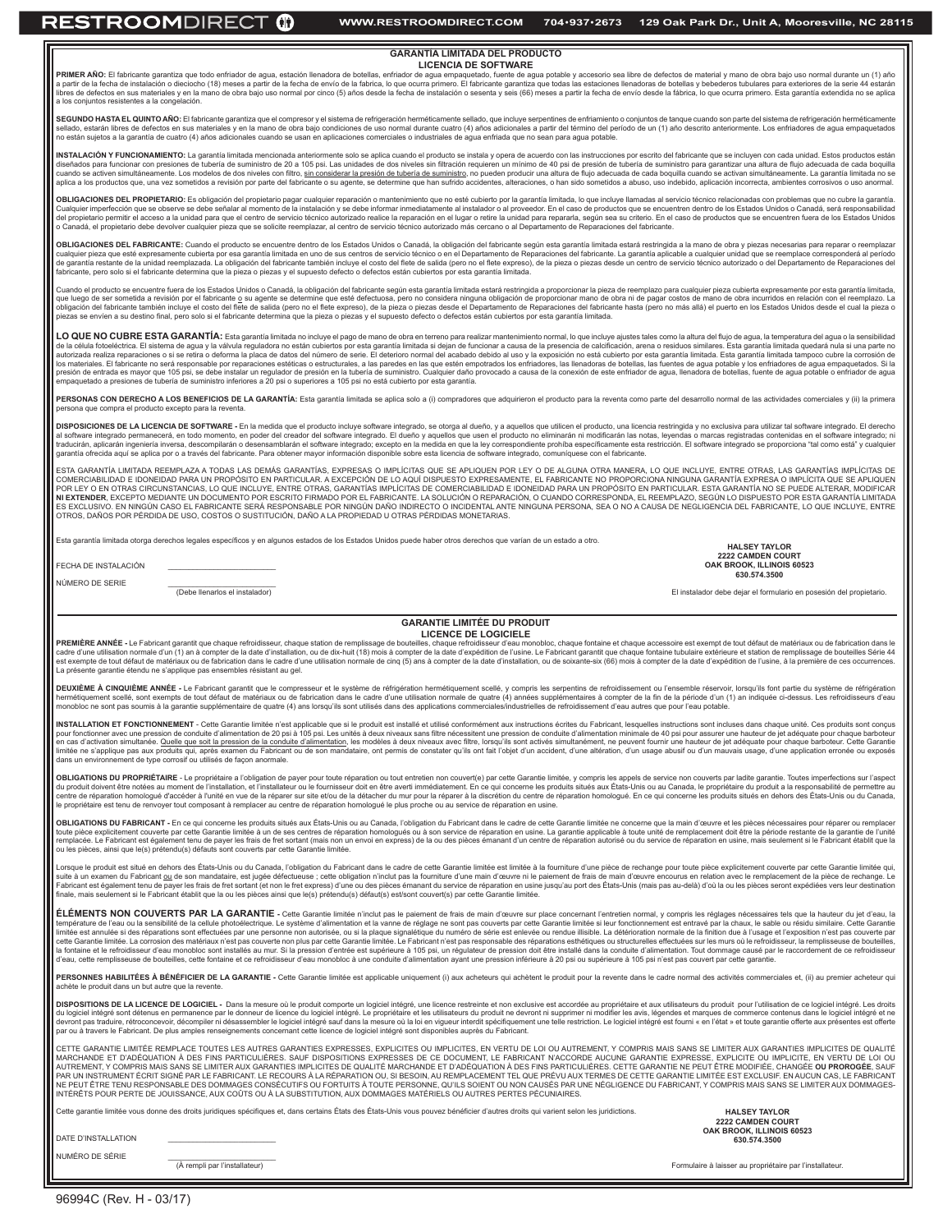## GARANTÍA LIMITADA DEL PRODUCTO
## LICENCIA DE SOFTWARE

**PRIMER AÑO:** El fabricante garantiza que todo enfriador de agua, estación llenadora de botellas, enfriador de agua empaquetado, fuente de agua potable y accesorio sea libre de defectos de material y mano de obra bajo uso normal durante un (1) año a partir de la fecha de instalación o dieciocho (18) meses a partir de la fecha de envío de la fabrica, lo que ocurra primero. El fabricante garantiza que todas las estaciones llenadoras de botellas y bebederos tubulares para exteriores de la serie 44 estarán libres de defectos en sus materiales y en la mano de obra bajo uso normal por cinco (5) años desde la fecha de instalación o sesenta y seis (66) meses a partir la fecha de envío desde la fábrica, lo que ocurra primero. Esta garantía extendida no se aplica a los conjuntos resistentes a la congelación.

**SEGUNDO HASTA EL QUINTO AÑO:** El fabricante garantiza que el compresor y el sistema de refrigeración herméticamente sellado, que incluye serpentines de enfriamiento o conjuntos de tanque cuando son parte del sistema de refrigeración herméticamente sellado, estarán libres de defectos en sus materiales y en la mano de obra bajo condiciones de uso normal durante cuatro (4) años adicionales a partir del término del período de un (1) año descrito anteriormente. Los enfriadores de agua empaquetados no están sujetos a la garantía de cuatro (4) años adicionales cuando se usan en aplicaciones comerciales o industriales de agua enfriada que no sean para agua potable.

**INSTALACIÓN Y FUNCIONAMIENTO:** La garantía limitada mencionada anteriormente solo se aplica cuando el producto se instala y opera de acuerdo con las instrucciones por escrito del fabricante que se incluyen con cada unidad. Estos productos están diseñados para funcionar con presiones de tubería de suministro de 20 a 105 psi. Las unidades de dos niveles sin filtración requieren un mínimo de 40 psi de presión de tubería de suministro para garantizar una altura de flujo adecuada de cada boquilla cuando se activen simultáneamente. Los modelos de dos niveles con filtro, sin considerar la presión de tubería de suministro, no pueden producir una altura de flujo adecuada de cada boquilla cuando se activan simultáneamente. La garantía limitada no se aplica a los productos que, una vez sometidos a revisión por parte del fabricante o su agente, se determine que han sufrido accidentes, alteraciones, o han sido sometidos a abuso, uso indebido, aplicación incorrecta, ambientes corrosivos o uso anormal.

**OBLIGACIONES DEL PROPIETARIO:** Es obligación del propietario pagar cualquier reparación o mantenimiento que no esté cubierto por la garantía limitada, lo que incluye llamadas al servicio técnico relacionadas con problemas que no cubre la garantía. Cualquier imperfección que se observe se debe señalar al momento de la instalación y se debe informar inmediatamente al instalador o al proveedor. En el caso de productos que se encuentren dentro de los Estados Unidos o Canadá, será responsabilidad del propietario permitir el acceso a la unidad para que el centro de servicio técnico autorizado realice la reparación en el lugar o retire la unidad para repararla, según sea su criterio. En el caso de productos que se encuentren fuera de los Estados Unidos o Canadá, el propietario debe devolver cualquier pieza que se solicite reemplazar, al centro de servicio técnico autorizado más cercano o al Departamento de Reparaciones del fabricante.

**OBLIGACIONES DEL FABRICANTE:** Cuando el producto se encuentre dentro de los Estados Unidos o Canadá, la obligación del fabricante según esta garantía limitada estará restringida a la mano de obra y piezas necesarias para reparar o reemplazar cualquier pieza que esté expresamente cubierta por esa garantía limitada en uno de sus centros de servicio técnico o en el Departamento de Reparaciones del fabricante. La garantía aplicable a cualquier unidad que se reemplace corresponderá al período de garantía restante de la unidad reemplazada. La obligación del fabricante también incluye el costo del flete de salida (pero no el flete expreso), de la pieza o piezas desde un centro de servicio técnico autorizado o del Departamento de Reparaciones del fabricante, pero solo si el fabricante determina que la pieza o piezas y el supuesto defecto o defectos están cubiertos por esta garantía limitada.

Cuando el producto se encuentre fuera de los Estados Unidos o Canadá, la obligación del fabricante según esta garantía limitada estará restringida a proporcionar la pieza de reemplazo para cualquier pieza cubierta expresamente por esta garantía limitada, que luego de ser sometida a revisión por el fabricante o su agente se determine que esté defectuosa, pero no considera ninguna obligación de proporcionar mano de obra ni de pagar costos de mano de obra incurridos en relación con el reemplazo. La obligación del fabricante también incluye el costo del flete de salida (pero no el flete expreso), de la pieza o piezas desde el Departamento de Reparaciones del fabricante hasta (pero no más allá) el puerto en los Estados Unidos desde el cual la pieza o piezas se envíen a su destino final, pero solo si el fabricante determina que la pieza o piezas y el supuesto defecto o defectos están cubiertos por esta garantía limitada.

**LO QUE NO CUBRE ESTA GARANTÍA:** Esta garantía limitada no incluye el pago de mano de obra en terreno para realizar mantenimiento normal, lo que incluye ajustes tales como la altura del flujo de agua, la temperatura del agua o la sensibilidad de la célula fotoeléctrica. El sistema de agua y la válvula reguladora no están cubiertos por esta garantía limitada si dejan de funcionar a causa de la presencia de calcificación, arena o residuos similares. Esta garantía limitada quedará nula si una parte no autorizada realiza reparaciones o si se retira o deforma la placa de datos del número de serie. El deterioro normal del acabado debido al uso y la exposición no está cubierto por esta garantía limitada. Esta garantía limitada tampoco cubre la corrosión de los materiales. El fabricante no será responsable por reparaciones estéticas o estructurales, a las paredes en las que estén empotrados los enfriadores, las llenadoras de botellas, las fuentes de agua potable y los enfriadores de agua empaquetados. Si la presión de entrada es mayor que 105 psi, se debe instalar un regulador de presión en la tubería de suministro. Cualquier daño provocado a causa de la conexión de este enfriador de agua, llenadora de botellas, fuente de agua potable o enfriador de agua empaquetado a presiones de tubería de suministro inferiores a 20 psi o superiores a 105 psi no está cubierto por esta garantía.

**PERSONAS CON DERECHO A LOS BENEFICIOS DE LA GARANTÍA:** Esta garantía limitada se aplica solo a (i) compradores que adquirieron el producto para la reventa como parte del desarrollo normal de las actividades comerciales y (ii) la primera persona que compra el producto excepto para la reventa.

**DISPOSICIONES DE LA LICENCIA DE SOFTWARE -** En la medida que el producto incluye software integrado, se otorga al dueño, y a aquellos que utilicen el producto, una licencia restringida y no exclusiva para utilizar tal software integrado. El derecho al software integrado permanecerá, en todo momento, en poder del creador del software integrado. El dueño y aquellos que usen el producto no eliminarán ni modificarán las notas, leyendas o marcas registradas contenidas en el software integrado; ni traducirán, aplicarán ingeniería inversa, descompilarán o desensamblarán el software integrado; excepto en la medida en que la ley correspondiente prohíba específicamente esta restricción. El software integrado se proporciona "tal como está" y cualquier garantía ofrecida aquí se aplica por o a través del fabricante. Para obtener mayor información disponible sobre esta licencia de software integrado, comuníquese con el fabricante.

ESTA GARANTÍA LIMITADA REEMPLAZA A TODAS LAS DEMÁS GARANTÍAS, EXPRESAS O IMPLÍCITAS QUE SE APLIQUEN POR LEY O DE ALGUNA OTRA MANERA, LO QUE INCLUYE, ENTRE OTRAS, LAS GARANTÍAS IMPLÍCITAS DE COMERCIABILIDAD E IDONEIDAD PARA UN PROPÓSITO EN PARTICULAR. A EXCEPCIÓN DE LO AQUÍ DISPUESTO EXPRESAMENTE, EL FABRICANTE NO PROPORCIONA NINGUNA GARANTÍA EXPRESA O IMPLÍCITA QUE SE APLIQUEN POR LEY O EN OTRAS CIRCUNSTANCIAS, LO QUE INCLUYE, ENTRE OTRAS, GARANTÍAS IMPLÍCITAS DE COMERCIABILIDAD E IDONEIDAD PARA UN PROPÓSITO EN PARTICULAR. ESTA GARANTÍA NO SE PUEDE ALTERAR, MODIFICAR **NI EXTENDER**, EXCEPTO MEDIANTE UN DOCUMENTO POR ESCRITO FIRMADO POR EL FABRICANTE. LA SOLUCIÓN O REPARACIÓN, O CUANDO CORRESPONDA, EL REEMPLAZO, SEGÚN LO DISPUESTO POR ESTA GARANTÍA LIMITADA ES EXCLUSIVO. EN NINGÚN CASO EL FABRICANTE SERÁ RESPONSABLE POR NINGÚN DAÑO INDIRECTO O INCIDENTAL ANTE NINGUNA PERSONA, SEA O NO A CAUSA DE NEGLIGENCIA DEL FABRICANTE, LO QUE INCLUYE, ENTRE OTROS, DAÑOS POR PÉRDIDA DE USO, COSTOS O SUSTITUCIÓN, DAÑO A LA PROPIEDAD U OTRAS PÉRDIDAS MONETARIAS.

Esta garantía limitada otorga derechos legales específicos y en algunos estados de los Estados Unidos puede haber otros derechos que varían de un estado a otro.

**HALSEY TAYLOR**
**2222 CAMDEN COURT**
**OAK BROOK, ILLINOIS 60523**
**630.574.3500**

FECHA DE INSTALACIÓN ____________________

NÚMERO DE SERIE ____________________
(Debe llenarlos el instalador)

El instalador debe dejar el formulario en posesión del propietario.

## GARANTIE LIMITÉE DU PRODUIT
## LICENCE DE LOGICIELE

**PREMIÈRE ANNÉE -** Le Fabricant garantit que chaque refroidisseur, chaque station de remplissage de bouteilles, chaque refroidisseur d'eau monobloc, chaque fontaine et chaque accessoire est exempt de tout défaut de matériaux ou de fabrication dans le cadre d'une utilisation normale d'un (1) an à compter de la date d'installation, ou de dix-huit (18) mois à compter de la date d'expédition de l'usine. Le Fabricant garantit que chaque fontaine tubulaire extérieure et station de remplissage de bouteilles Série 44 est exempte de tout défaut de matériaux ou de fabrication dans le cadre d'une utilisation normale de cinq (5) ans à compter de la date d'installation, ou de soixante-six (66) mois à compter de la date d'expédition de l'usine, à la première de ces occurrences. La présente garantie étendu ne s'applique pas ensembles résistant au gel.

**DEUXIÈME À CINQUIÈME ANNÉE -** Le Fabricant garantit que le compresseur et le système de réfrigération hermétiquement scellé, y compris les serpentins de refroidissement ou l'ensemble réservoir, lorsqu'ils font partie du système de réfrigération hermétiquement scellé, sont exempts de tout défaut de matériaux ou de fabrication dans le cadre d'une utilisation normale de quatre (4) années supplémentaires à compter de la fin de la période d'un (1) an indiquée ci-dessus. Les refroidisseurs d'eau monobloc ne sont pas soumis à la garantie supplémentaire de quatre (4) ans lorsqu'ils sont utilisés dans des applications commerciales/industrielles de refroidissement d'eau autres que pour l'eau potable.

**INSTALLATION ET FONCTIONNEMENT** - Cette Garantie limitée n'est applicable que si le produit est installé et utilisé conformément aux instructions écrites du Fabricant, lesquelles instructions sont incluses dans chaque unité. Ces produits sont conçus pour fonctionner avec une pression de conduite d'alimentation de 20 psi à 105 psi. Les unités à deux niveaux sans filtre nécessitent une pression de conduite d'alimentation minimale de 40 psi pour assurer une hauteur de jet adéquate pour chaque barboteur en cas d'activation simultanée. Quelle que soit la pression de la conduite d'alimentation, les modèles à deux niveaux avec filtre, lorsqu'ils sont activés simultanément, ne peuvent fournir une hauteur de jet adéquate pour chaque barboteur. Cette Garantie limitée ne s'applique pas aux produits qui, après examen du Fabricant ou de son mandataire, ont permis de constater qu'ils ont fait l'objet d'un accident, d'une altération, d'un usage abusif ou d'un mauvais usage, d'une application erronée ou exposés dans un environnement de type corrosif ou utilisés de façon anormale.

**OBLIGATIONS DU PROPRIÉTAIRE** - Le propriétaire a l'obligation de payer pour toute réparation ou tout entretien non couvert(e) par cette Garantie limitée, y compris les appels de service non couverts par ladite garantie. Toutes imperfections sur l'aspect du produit doivent être notées au moment de l'installation, et l'installateur ou le fournisseur doit en être averti immédiatement. En ce qui concerne les produits situés aux États-Unis ou au Canada, le propriétaire du produit a la responsabilité de permettre au centre de réparation homologué d'accéder à l'unité en vue de la réparer sur site et/ou de la détacher du mur pour la réparer à la discrétion du centre de réparation homologué. En ce qui concerne les produits situés en dehors des États-Unis ou du Canada, le propriétaire est tenu de renvoyer tout composant à remplacer au centre de réparation homologué le plus proche ou au service de réparation en usine.

**OBLIGATIONS DU FABRICANT -** En ce qui concerne les produits situés aux États-Unis ou au Canada, l'obligation du Fabricant dans le cadre de cette Garantie limitée ne concerne que la main d'œuvre et les pièces nécessaires pour réparer ou remplacer toute pièce explicitement couverte par cette Garantie limitée à un de ses centres de réparation homologués ou à son service de réparation en usine. La garantie applicable à toute unité de remplacement doit être la période restante de la garantie de l'unité remplacée. Le Fabricant est également tenu de payer les frais de fret sortant (mais non un envoi en express) de la ou des pièces émanant d'un centre de réparation autorisé ou du service de réparation en usine, mais seulement si le Fabricant établit que la ou les pièces, ainsi que le(s) prétendu(s) défaut(s) sont couverts par cette Garantie limitée.

Lorsque le produit est situé en dehors des États-Unis ou du Canada, l'obligation du Fabricant dans le cadre de cette Garantie limitée est limitée à la fourniture d'une pièce de rechange pour toute pièce explicitement couverte par cette Garantie limitée qui, suite à un examen du Fabricant ou de son mandataire, est jugée défectueuse ; cette obligation n'inclut pas la fourniture d'une main d'œuvre ni le paiement de frais de main d'œuvre encourus en relation avec le remplacement de la pièce de rechange. Le Fabricant est également tenu de payer les frais de fret sortant (et non le fret express) d'une ou des pièces émanant du service de réparation en usine jusqu'au port des États-Unis (mais pas au-delà) d'où la ou les pièces seront expédiées vers leur destination finale, mais seulement si le Fabricant établit que la ou les pièces ainsi que le(s) prétendu(s) défaut(s) est/sont couvert(s) par cette Garantie limitée.

**ÉLÉMENTS NON COUVERTS PAR LA GARANTIE -** Cette Garantie limitée n'inclut pas le paiement de frais de main d'œuvre sur place concernant l'entretien normal, y compris les réglages nécessaires tels que la hauteur du jet d'eau, la température de l'eau ou la sensibilité de la cellule photoélectrique. Le système d'alimentation et la vanne de réglage ne sont pas couverts par cette Garantie limitée si leur fonctionnement est entravé par la chaux, le sable ou résidu similaire. Cette Garantie limitée est annulée si des réparations sont effectuées par une personne non autorisée, ou si la plaque signalétique du numéro de série est enlevée ou rendue illisible. La détérioration normale de la finition due à l'usage et l'exposition n'est pas couverte par cette Garantie limitée. La corrosion des matériaux n'est pas couverte non plus par cette Garantie limitée. Le Fabricant n'est pas responsable des réparations esthétiques ou structurelles effectuées sur les murs où le refroidisseur, la remplisseuse de bouteilles, la fontaine et le refroidisseur d'eau monobloc sont installés au mur. Si la pression d'entrée est supérieure à 105 psi, un régulateur de pression doit être installé dans la conduite d'alimentation. Tout dommage causé par le raccordement de ce refroidisseur d'eau, cette remplisseuse de bouteilles, cette fontaine et ce refroidisseur d'eau monobloc à une conduite d'alimentation ayant une pression inférieure à 20 psi ou supérieure à 105 psi n'est pas couvert par cette garantie.

**PERSONNES HABILITÉES À BÉNÉFICIER DE LA GARANTIE -** Cette Garantie limitée est applicable uniquement (i) aux acheteurs qui achètent le produit pour la revente dans le cadre normal des activités commerciales et, (ii) au premier acheteur qui achète le produit dans un but autre que la revente.

**DISPOSITIONS DE LA LICENCE DE LOGICIEL -** Dans la mesure où le produit comporte un logiciel intégré, une licence restreinte et non exclusive est accordée au propriétaire et aux utilisateurs du produit pour l'utilisation de ce logiciel intégré. Les droits du logiciel intégré sont détenus en permanence par le donneur de licence du logiciel intégré. Le propriétaire et les utilisateurs du produit ne devront ni supprimer ni modifier les avis, légendes et marques de commerce contenus dans le logiciel intégré et ne devront pas traduire, rétroconcevoir, décompiler ni désassembler le logiciel intégré sauf dans la mesure où la loi en vigueur interdit spécifiquement une telle restriction. Le logiciel intégré est fourni « en l'état » et toute garantie offerte aux présentes est offerte par ou à travers le Fabricant. De plus amples renseignements concernant cette licence de logiciel intégré sont disponibles auprès du Fabricant.

CETTE GARANTIE LIMITÉE REMPLACE TOUTES LES AUTRES GARANTIES EXPRESSES, EXPLICITES OU IMPLICITES, EN VERTU DE LOI OU AUTREMENT, Y COMPRIS MAIS SANS SE LIMITER AUX GARANTIES IMPLICITES DE QUALITÉ MARCHANDE ET D'ADÉQUATION À DES FINS PARTICULIÈRES. SAUF DISPOSITIONS EXPRESSES DE CE DOCUMENT, LE FABRICANT N'ACCORDE AUCUNE GARANTIE EXPRESSE, EXPLICITE OU IMPLICITE, EN VERTU DE LOI OU AUTREMENT, Y COMPRIS MAIS SANS SE LIMITER AUX GARANTIES IMPLICITES DE QUALITÉ MARCHANDE ET D'ADÉQUATION À DES FINS PARTICULIÈRES. CETTE GARANTIE NE PEUT ÊTRE MODIFIÉE, CHANGÉE **OU PROROGÉE**, SAUF PAR UN INSTRUMENT ÉCRIT SIGNÉ PAR LE FABRICANT. LE RECOURS À LA RÉPARATION OU, SI BESOIN, AU REMPLACEMENT TEL QUE PRÉVU AUX TERMES DE CETTE GARANTIE LIMITÉE EST EXCLUSIF. EN AUCUN CAS, LE FABRICANT NE PEUT ÊTRE TENU RESPONSABLE DES DOMMAGES CONSÉCUTIFS OU FORTUITS À TOUTE PERSONNE, QU'ILS SOIENT OU NON CAUSÉS PAR UNE NÉGLIGENCE DU FABRICANT, Y COMPRIS MAIS SANS SE LIMITER AUX DOMMAGES-INTÉRÊTS POUR PERTE DE JOUISSANCE, AUX COÛTS OU À LA SUBSTITUTION, AUX DOMMAGES MATÉRIELS OU AUTRES PERTES PÉCUNIAIRES.

Cette garantie limitée vous donne des droits juridiques spécifiques et, dans certains États des États-Unis vous pouvez bénéficier d'autres droits qui varient selon les juridictions.

**HALSEY TAYLOR**
**2222 CAMDEN COURT**
**OAK BROOK, ILLINOIS 60523**
**630.574.3500**

DATE D'INSTALLATION ____________________

NUMÉRO DE SÉRIE ____________________
(À rempli par l'installateur)

Formulaire à laisser au propriétaire par l'installateur.

96994C (Rev. H - 03/17)